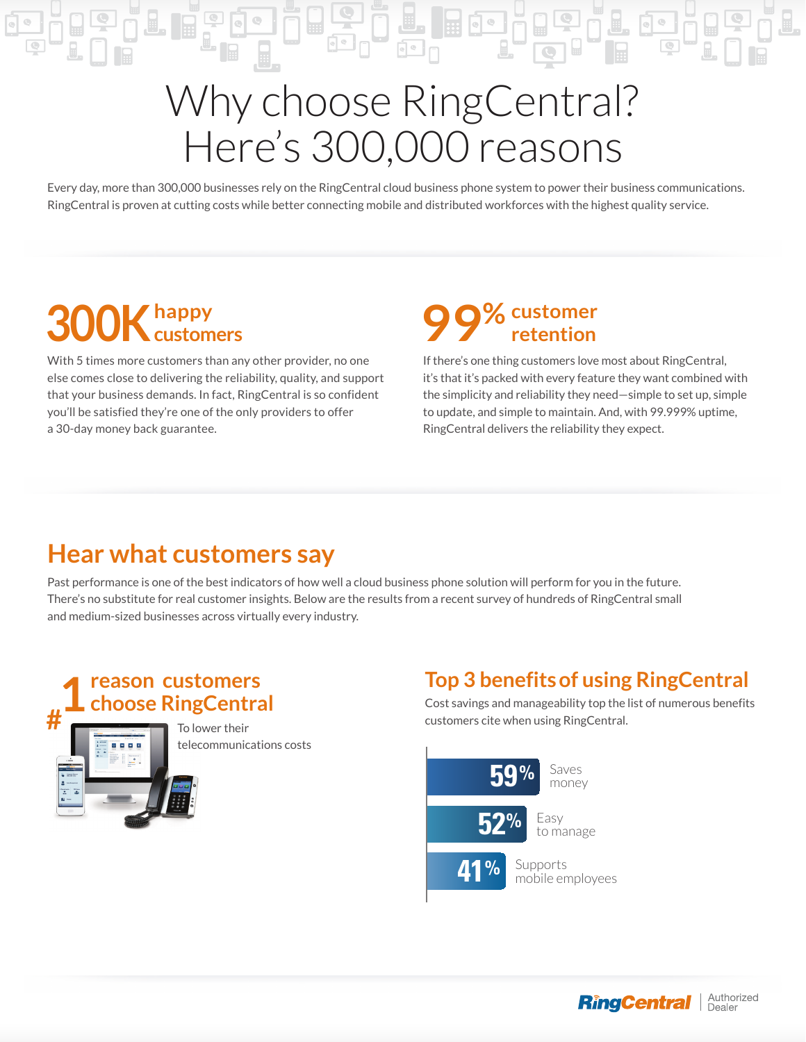# Why choose RingCentral? Here's 300,000 reasons

Every day, more than 300,000 businesses rely on the RingCentral cloud business phone system to power their business communications. RingCentral is proven at cutting costs while better connecting mobile and distributed workforces with the highest quality service.

## 300K happy customers

With 5 times more customers than any other provider, no one else comes close to delivering the reliability, quality, and support that your business demands. In fact, RingCentral is so confident you'll be satisfied they're one of the only providers to offer a 30-day money back guarantee.

## 99% customer retention

If there's one thing customers love most about RingCentral, it's that it's packed with every feature they want combined with the simplicity and reliability they need—simple to set up, simple to update, and simple to maintain. And, with 99.999% uptime, RingCentral delivers the reliability they expect.

## Hear what customers say

Past performance is one of the best indicators of how well a cloud business phone solution will perform for you in the future. There's no substitute for real customer insights. Below are the results from a recent survey of hundreds of RingCentral small and medium-sized businesses across virtually every industry.

### #1 reason customers choose RingCentral

To lower their telecommunications costs

### Top 3 benefits of using RingCentral

Cost savings and manageability top the list of numerous benefits customers cite when using RingCentral.

59% Saves money

52% Easy to manage

41% Supports mobile employees

RingCentral | Authorized Dealer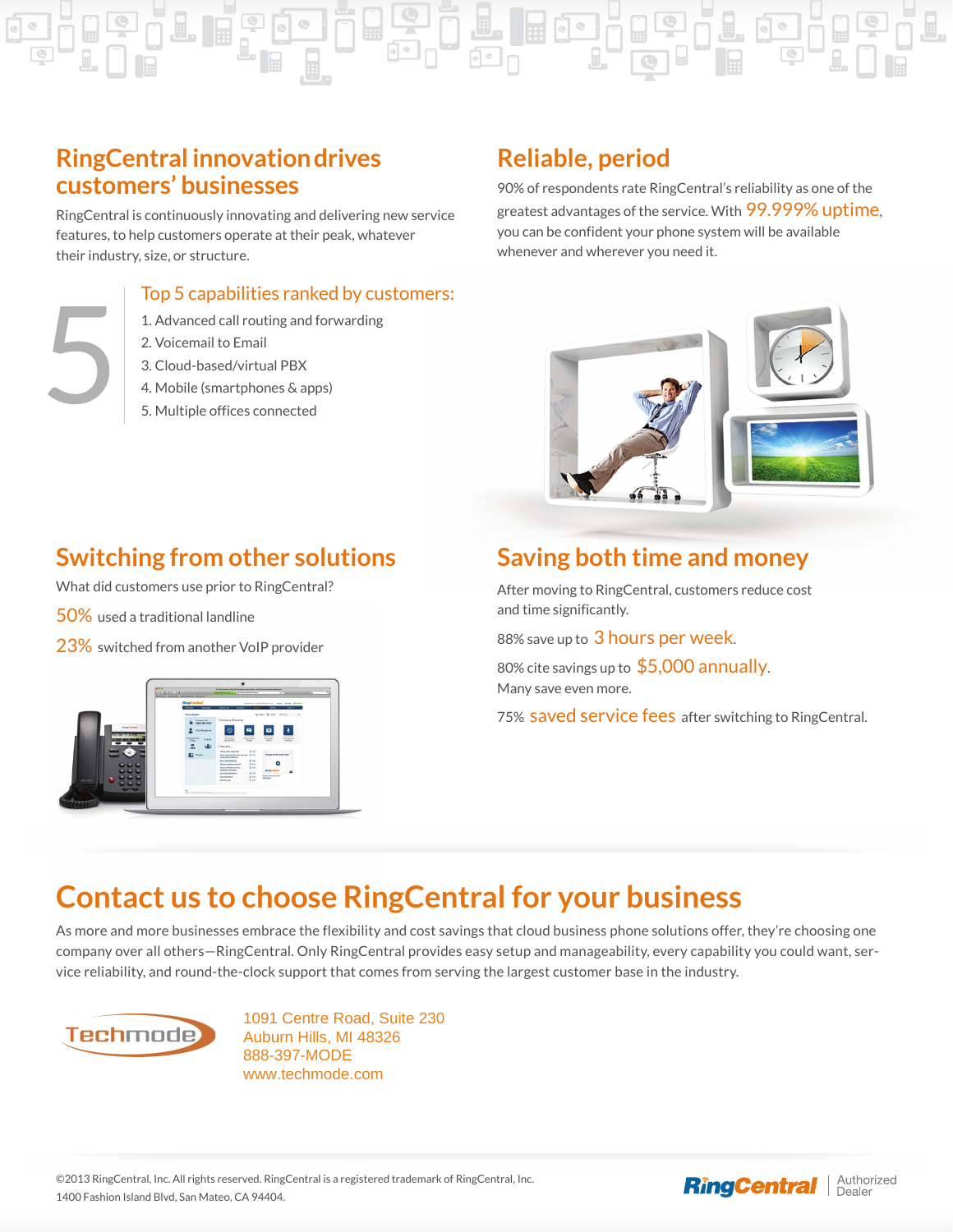## RingCentral innovation drives customers' businesses

RingCentral is continuously innovating and delivering new service features, to help customers operate at their peak, whatever their industry, size, or structure.

5

### Top 5 capabilities ranked by customers:

1. Advanced call routing and forwarding
2. Voicemail to Email
3. Cloud-based/virtual PBX
4. Mobile (smartphones & apps)
5. Multiple offices connected

## Reliable, period

90% of respondents rate RingCentral's reliability as one of the greatest advantages of the service. With 99.999% uptime, you can be confident your phone system will be available whenever and wherever you need it.

## Switching from other solutions

What did customers use prior to RingCentral?

50% used a traditional landline

23% switched from another VoIP provider

## Saving both time and money

After moving to RingCentral, customers reduce cost and time significantly.

88% save up to 3 hours per week.

80% cite savings up to $5,000 annually. Many save even more.

75% saved service fees after switching to RingCentral.

## Contact us to choose RingCentral for your business

As more and more businesses embrace the flexibility and cost savings that cloud business phone solutions offer, they're choosing one company over all others—RingCentral. Only RingCentral provides easy setup and manageability, every capability you could want, service reliability, and round-the-clock support that comes from serving the largest customer base in the industry.

Techmode

1091 Centre Road, Suite 230
Auburn Hills, MI 48326
888-397-MODE
www.techmode.com

©2013 RingCentral, Inc. All rights reserved. RingCentral is a registered trademark of RingCentral, Inc.
1400 Fashion Island Blvd, San Mateo, CA 94404.

RingCentral | Authorized Dealer